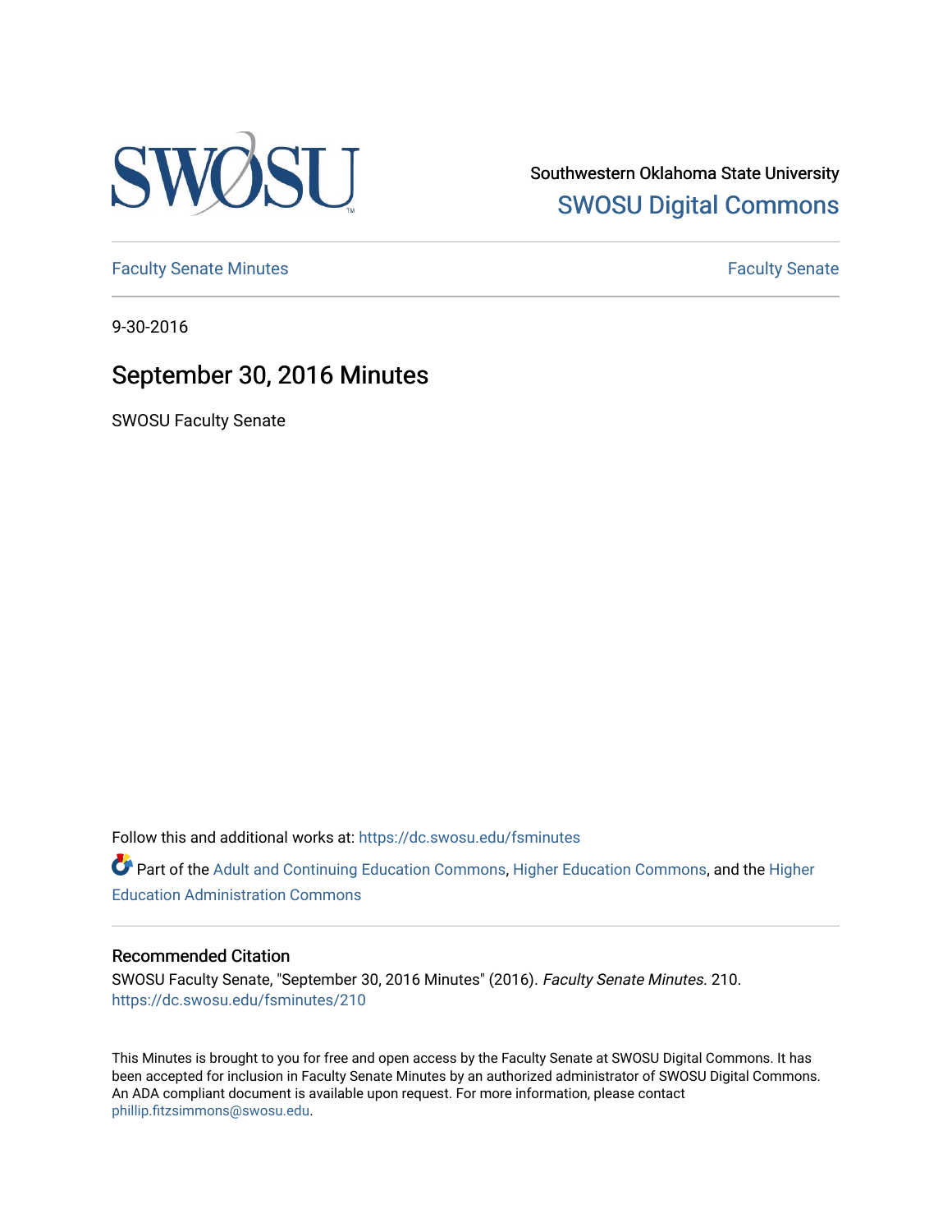Southwestern Oklahoma State University

SWOSU Digital Commons

Faculty Senate Minutes | Faculty Senate

9-30-2016

# September 30, 2016 Minutes

SWOSU Faculty Senate

Follow this and additional works at: https://dc.swosu.edu/fsminutes

Part of the Adult and Continuing Education Commons, Higher Education Commons, and the Higher Education Administration Commons

## Recommended Citation

SWOSU Faculty Senate, "September 30, 2016 Minutes" (2016). *Faculty Senate Minutes*. 210.
https://dc.swosu.edu/fsminutes/210

This Minutes is brought to you for free and open access by the Faculty Senate at SWOSU Digital Commons. It has been accepted for inclusion in Faculty Senate Minutes by an authorized administrator of SWOSU Digital Commons. An ADA compliant document is available upon request. For more information, please contact phillip.fitzsimmons@swosu.edu.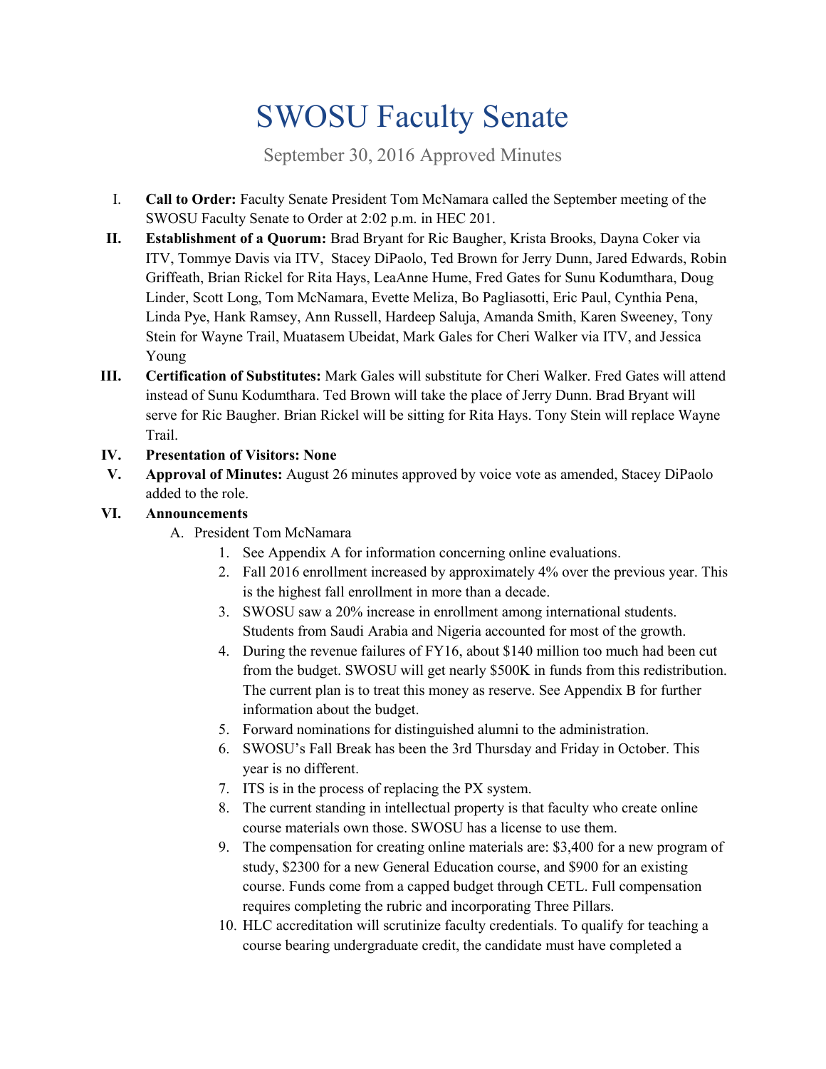# SWOSU Faculty Senate

September 30, 2016 Approved Minutes

I. **Call to Order:** Faculty Senate President Tom McNamara called the September meeting of the SWOSU Faculty Senate to Order at 2:02 p.m. in HEC 201.

II. **Establishment of a Quorum:** Brad Bryant for Ric Baugher, Krista Brooks, Dayna Coker via ITV, Tommye Davis via ITV, Stacey DiPaolo, Ted Brown for Jerry Dunn, Jared Edwards, Robin Griffeath, Brian Rickel for Rita Hays, LeaAnne Hume, Fred Gates for Sunu Kodumthara, Doug Linder, Scott Long, Tom McNamara, Evette Meliza, Bo Pagliasotti, Eric Paul, Cynthia Pena, Linda Pye, Hank Ramsey, Ann Russell, Hardeep Saluja, Amanda Smith, Karen Sweeney, Tony Stein for Wayne Trail, Muatasem Ubeidat, Mark Gales for Cheri Walker via ITV, and Jessica Young

III. **Certification of Substitutes:** Mark Gales will substitute for Cheri Walker. Fred Gates will attend instead of Sunu Kodumthara. Ted Brown will take the place of Jerry Dunn. Brad Bryant will serve for Ric Baugher. Brian Rickel will be sitting for Rita Hays. Tony Stein will replace Wayne Trail.

IV. **Presentation of Visitors: None**

V. **Approval of Minutes:** August 26 minutes approved by voice vote as amended, Stacey DiPaolo added to the role.

VI. **Announcements**

A. President Tom McNamara

1. See Appendix A for information concerning online evaluations.
2. Fall 2016 enrollment increased by approximately 4% over the previous year. This is the highest fall enrollment in more than a decade.
3. SWOSU saw a 20% increase in enrollment among international students. Students from Saudi Arabia and Nigeria accounted for most of the growth.
4. During the revenue failures of FY16, about $140 million too much had been cut from the budget. SWOSU will get nearly $500K in funds from this redistribution. The current plan is to treat this money as reserve. See Appendix B for further information about the budget.
5. Forward nominations for distinguished alumni to the administration.
6. SWOSU's Fall Break has been the 3rd Thursday and Friday in October. This year is no different.
7. ITS is in the process of replacing the PX system.
8. The current standing in intellectual property is that faculty who create online course materials own those. SWOSU has a license to use them.
9. The compensation for creating online materials are: $3,400 for a new program of study, $2300 for a new General Education course, and $900 for an existing course. Funds come from a capped budget through CETL. Full compensation requires completing the rubric and incorporating Three Pillars.
10. HLC accreditation will scrutinize faculty credentials. To qualify for teaching a course bearing undergraduate credit, the candidate must have completed a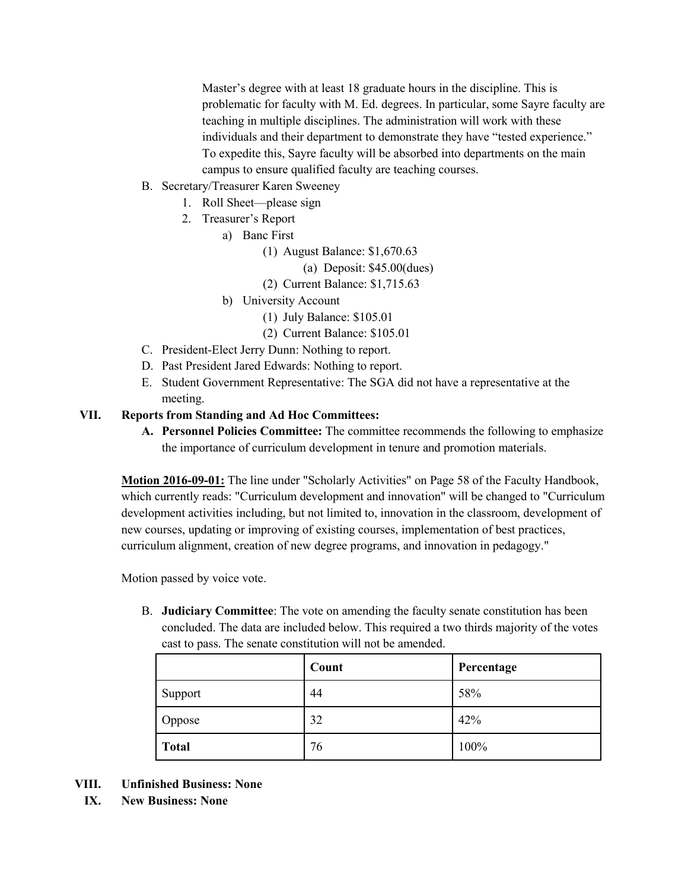Master's degree with at least 18 graduate hours in the discipline. This is problematic for faculty with M. Ed. degrees. In particular, some Sayre faculty are teaching in multiple disciplines. The administration will work with these individuals and their department to demonstrate they have "tested experience." To expedite this, Sayre faculty will be absorbed into departments on the main campus to ensure qualified faculty are teaching courses.

B. Secretary/Treasurer Karen Sweeney
   1. Roll Sheet—please sign
   2. Treasurer's Report
      a) Banc First
         (1) August Balance: $1,670.63
            (a) Deposit: $45.00(dues)
         (2) Current Balance: $1,715.63
      b) University Account
         (1) July Balance: $105.01
         (2) Current Balance: $105.01

C. President-Elect Jerry Dunn: Nothing to report.

D. Past President Jared Edwards: Nothing to report.

E. Student Government Representative: The SGA did not have a representative at the meeting.

## VII. Reports from Standing and Ad Hoc Committees:

**A. Personnel Policies Committee:** The committee recommends the following to emphasize the importance of curriculum development in tenure and promotion materials.

**Motion 2016-09-01:** The line under "Scholarly Activities" on Page 58 of the Faculty Handbook, which currently reads: "Curriculum development and innovation" will be changed to "Curriculum development activities including, but not limited to, innovation in the classroom, development of new courses, updating or improving of existing courses, implementation of best practices, curriculum alignment, creation of new degree programs, and innovation in pedagogy."

Motion passed by voice vote.

B. **Judiciary Committee**: The vote on amending the faculty senate constitution has been concluded. The data are included below. This required a two thirds majority of the votes cast to pass. The senate constitution will not be amended.

| | Count | Percentage |
|---|---|---|
| Support | 44 | 58% |
| Oppose | 32 | 42% |
| **Total** | 76 | 100% |

## VIII. Unfinished Business: None

## IX. New Business: None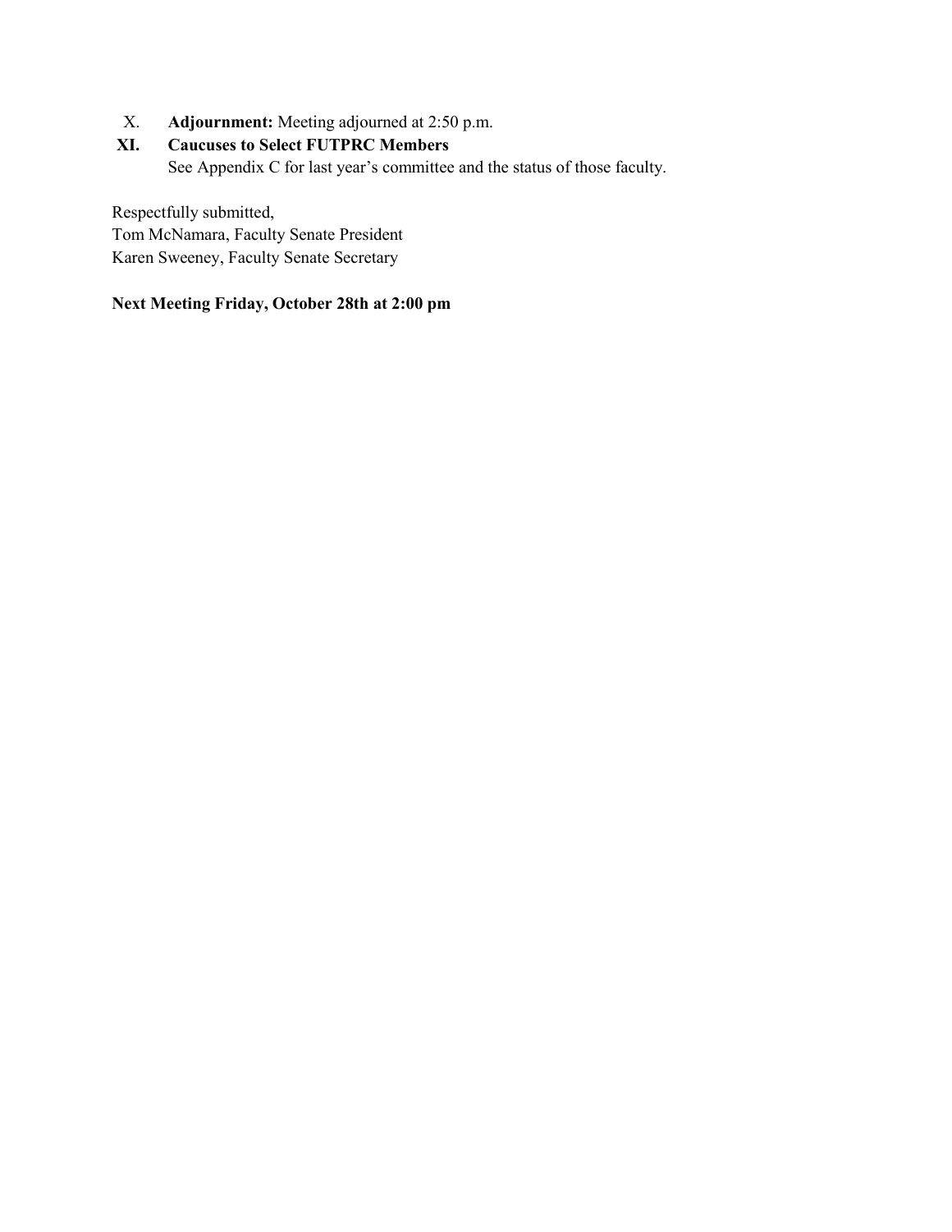X. **Adjournment:** Meeting adjourned at 2:50 p.m.

**XI. Caucuses to Select FUTPRC Members**

See Appendix C for last year's committee and the status of those faculty.

Respectfully submitted,
Tom McNamara, Faculty Senate President
Karen Sweeney, Faculty Senate Secretary

**Next Meeting Friday, October 28th at 2:00 pm**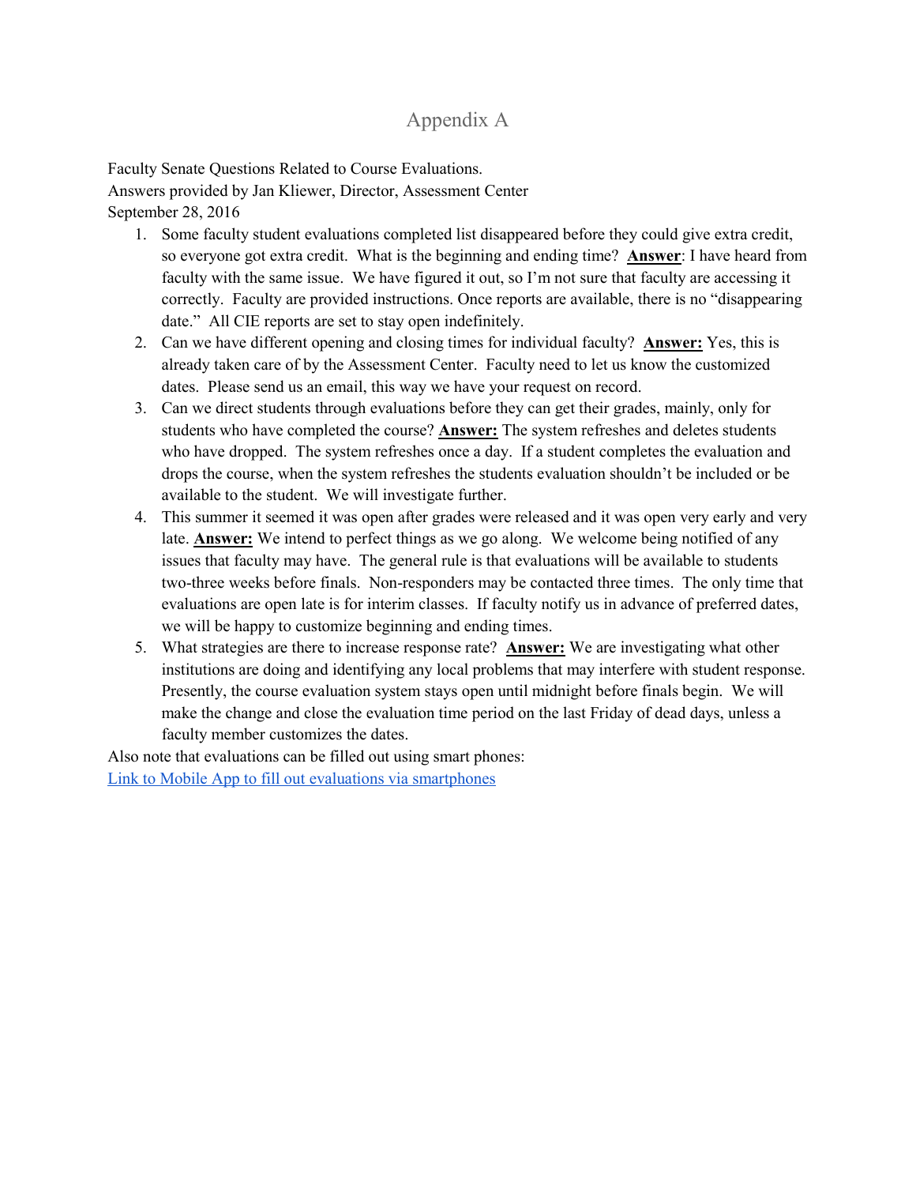# Appendix A

Faculty Senate Questions Related to Course Evaluations.
Answers provided by Jan Kliewer, Director, Assessment Center
September 28, 2016

1. Some faculty student evaluations completed list disappeared before they could give extra credit, so everyone got extra credit. What is the beginning and ending time? **Answer**: I have heard from faculty with the same issue. We have figured it out, so I'm not sure that faculty are accessing it correctly. Faculty are provided instructions. Once reports are available, there is no "disappearing date." All CIE reports are set to stay open indefinitely.
2. Can we have different opening and closing times for individual faculty? **Answer:** Yes, this is already taken care of by the Assessment Center. Faculty need to let us know the customized dates. Please send us an email, this way we have your request on record.
3. Can we direct students through evaluations before they can get their grades, mainly, only for students who have completed the course? **Answer:** The system refreshes and deletes students who have dropped. The system refreshes once a day. If a student completes the evaluation and drops the course, when the system refreshes the students evaluation shouldn't be included or be available to the student. We will investigate further.
4. This summer it seemed it was open after grades were released and it was open very early and very late. **Answer:** We intend to perfect things as we go along. We welcome being notified of any issues that faculty may have. The general rule is that evaluations will be available to students two-three weeks before finals. Non-responders may be contacted three times. The only time that evaluations are open late is for interim classes. If faculty notify us in advance of preferred dates, we will be happy to customize beginning and ending times.
5. What strategies are there to increase response rate? **Answer:** We are investigating what other institutions are doing and identifying any local problems that may interfere with student response. Presently, the course evaluation system stays open until midnight before finals begin. We will make the change and close the evaluation time period on the last Friday of dead days, unless a faculty member customizes the dates.

Also note that evaluations can be filled out using smart phones:
Link to Mobile App to fill out evaluations via smartphones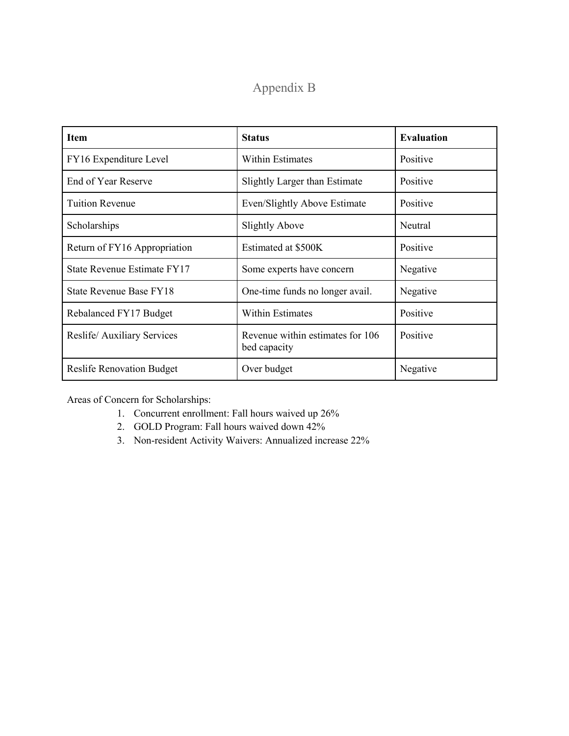# Appendix B

| Item | Status | Evaluation |
|---|---|---|
| FY16 Expenditure Level | Within Estimates | Positive |
| End of Year Reserve | Slightly Larger than Estimate | Positive |
| Tuition Revenue | Even/Slightly Above Estimate | Positive |
| Scholarships | Slightly Above | Neutral |
| Return of FY16 Appropriation | Estimated at $500K | Positive |
| State Revenue Estimate FY17 | Some experts have concern | Negative |
| State Revenue Base FY18 | One-time funds no longer avail. | Negative |
| Rebalanced FY17 Budget | Within Estimates | Positive |
| Reslife/ Auxiliary Services | Revenue within estimates for 106 bed capacity | Positive |
| Reslife Renovation Budget | Over budget | Negative |

Areas of Concern for Scholarships:

1. Concurrent enrollment: Fall hours waived up 26%
2. GOLD Program: Fall hours waived down 42%
3. Non-resident Activity Waivers: Annualized increase 22%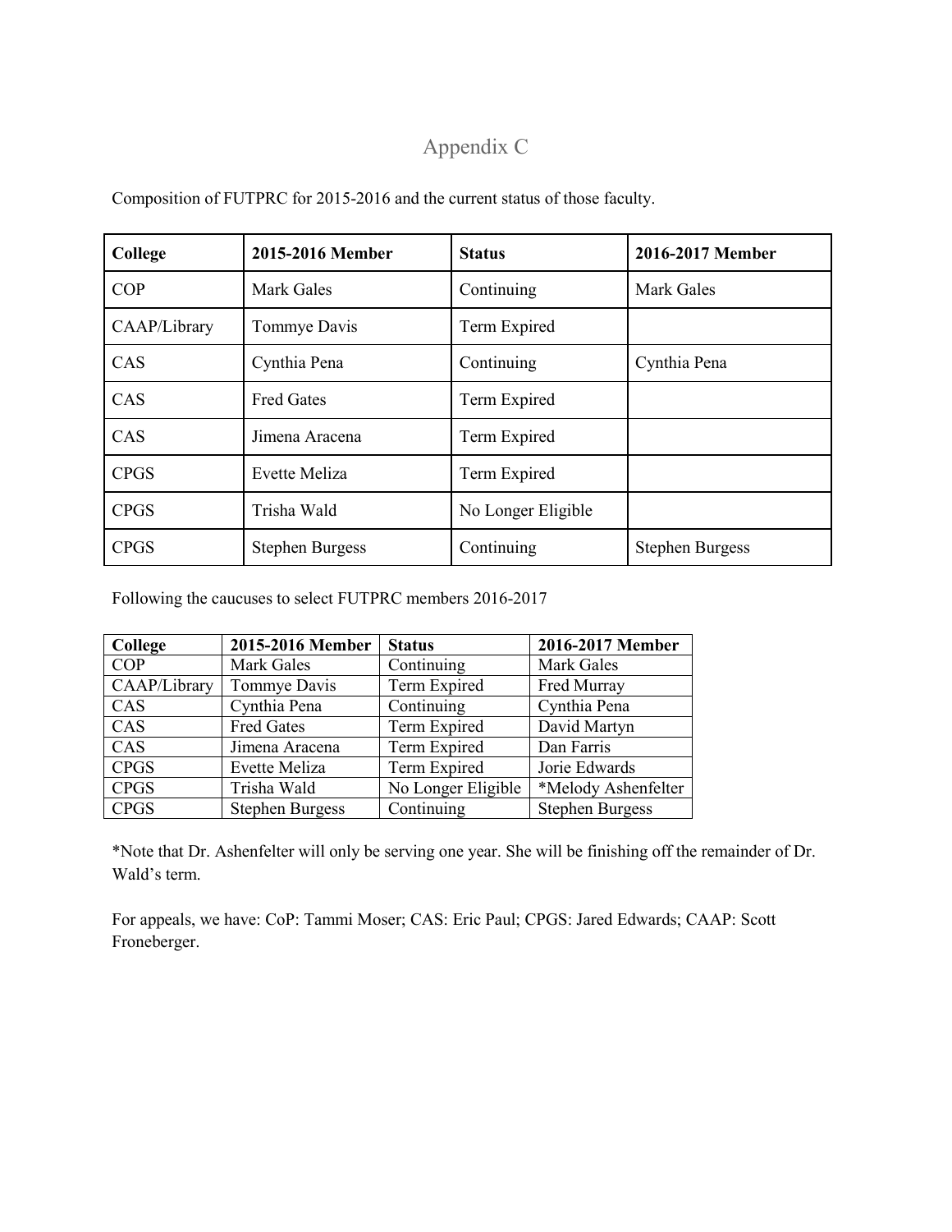# Appendix C

Composition of FUTPRC for 2015-2016 and the current status of those faculty.

| College | 2015-2016 Member | Status | 2016-2017 Member |
|---|---|---|---|
| COP | Mark Gales | Continuing | Mark Gales |
| CAAP/Library | Tommye Davis | Term Expired | |
| CAS | Cynthia Pena | Continuing | Cynthia Pena |
| CAS | Fred Gates | Term Expired | |
| CAS | Jimena Aracena | Term Expired | |
| CPGS | Evette Meliza | Term Expired | |
| CPGS | Trisha Wald | No Longer Eligible | |
| CPGS | Stephen Burgess | Continuing | Stephen Burgess |

Following the caucuses to select FUTPRC members 2016-2017

| College | 2015-2016 Member | Status | 2016-2017 Member |
|---|---|---|---|
| COP | Mark Gales | Continuing | Mark Gales |
| CAAP/Library | Tommye Davis | Term Expired | Fred Murray |
| CAS | Cynthia Pena | Continuing | Cynthia Pena |
| CAS | Fred Gates | Term Expired | David Martyn |
| CAS | Jimena Aracena | Term Expired | Dan Farris |
| CPGS | Evette Meliza | Term Expired | Jorie Edwards |
| CPGS | Trisha Wald | No Longer Eligible | *Melody Ashenfelter |
| CPGS | Stephen Burgess | Continuing | Stephen Burgess |

*Note that Dr. Ashenfelter will only be serving one year. She will be finishing off the remainder of Dr. Wald's term.

For appeals, we have: CoP: Tammi Moser; CAS: Eric Paul; CPGS: Jared Edwards; CAAP: Scott Froneberger.